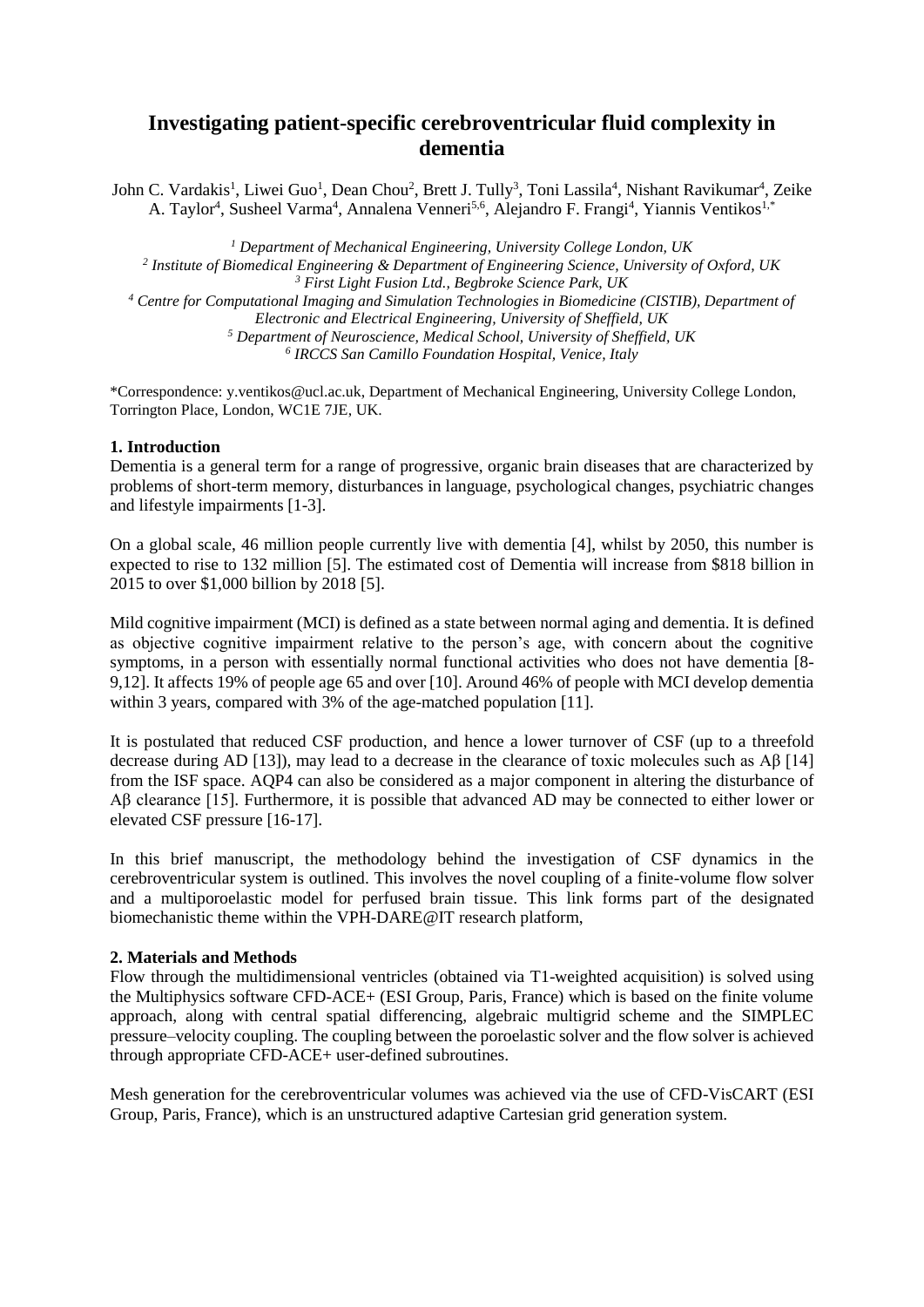# Investigating patient-specific cerebroventricular fluid complexity in dementia

John C. Vardakis[1], Liwei Guo[1], Dean Chou[2], Brett J. Tully[3], Toni Lassila[4], Nishant Ravikumar[4], Zeike A. Taylor[4], Susheel Varma[4], Annalena Venneri[5,6], Alejandro F. Frangi[4], Yiannis Ventikos[1,*]

[1] *Department of Mechanical Engineering, University College London, UK*
[2] *Institute of Biomedical Engineering & Department of Engineering Science, University of Oxford, UK*
[3] *First Light Fusion Ltd., Begbroke Science Park, UK*
[4] *Centre for Computational Imaging and Simulation Technologies in Biomedicine (CISTIB), Department of Electronic and Electrical Engineering, University of Sheffield, UK*
[5] *Department of Neuroscience, Medical School, University of Sheffield, UK*
[6] *IRCCS San Camillo Foundation Hospital, Venice, Italy*

*Correspondence: y.ventikos@ucl.ac.uk, Department of Mechanical Engineering, University College London, Torrington Place, London, WC1E 7JE, UK.

## 1. Introduction

Dementia is a general term for a range of progressive, organic brain diseases that are characterized by problems of short-term memory, disturbances in language, psychological changes, psychiatric changes and lifestyle impairments [1-3].

On a global scale, 46 million people currently live with dementia [4], whilst by 2050, this number is expected to rise to 132 million [5]. The estimated cost of Dementia will increase from $818 billion in 2015 to over $1,000 billion by 2018 [5].

Mild cognitive impairment (MCI) is defined as a state between normal aging and dementia. It is defined as objective cognitive impairment relative to the person's age, with concern about the cognitive symptoms, in a person with essentially normal functional activities who does not have dementia [8-9,12]. It affects 19% of people age 65 and over [10]. Around 46% of people with MCI develop dementia within 3 years, compared with 3% of the age-matched population [11].

It is postulated that reduced CSF production, and hence a lower turnover of CSF (up to a threefold decrease during AD [13]), may lead to a decrease in the clearance of toxic molecules such as Aβ [14] from the ISF space. AQP4 can also be considered as a major component in altering the disturbance of Aβ clearance [15]. Furthermore, it is possible that advanced AD may be connected to either lower or elevated CSF pressure [16-17].

In this brief manuscript, the methodology behind the investigation of CSF dynamics in the cerebroventricular system is outlined. This involves the novel coupling of a finite-volume flow solver and a multiporoelastic model for perfused brain tissue. This link forms part of the designated biomechanistic theme within the VPH-DARE@IT research platform,

## 2. Materials and Methods

Flow through the multidimensional ventricles (obtained via T1-weighted acquisition) is solved using the Multiphysics software CFD-ACE+ (ESI Group, Paris, France) which is based on the finite volume approach, along with central spatial differencing, algebraic multigrid scheme and the SIMPLEC pressure–velocity coupling. The coupling between the poroelastic solver and the flow solver is achieved through appropriate CFD-ACE+ user-defined subroutines.

Mesh generation for the cerebroventricular volumes was achieved via the use of CFD-VisCART (ESI Group, Paris, France), which is an unstructured adaptive Cartesian grid generation system.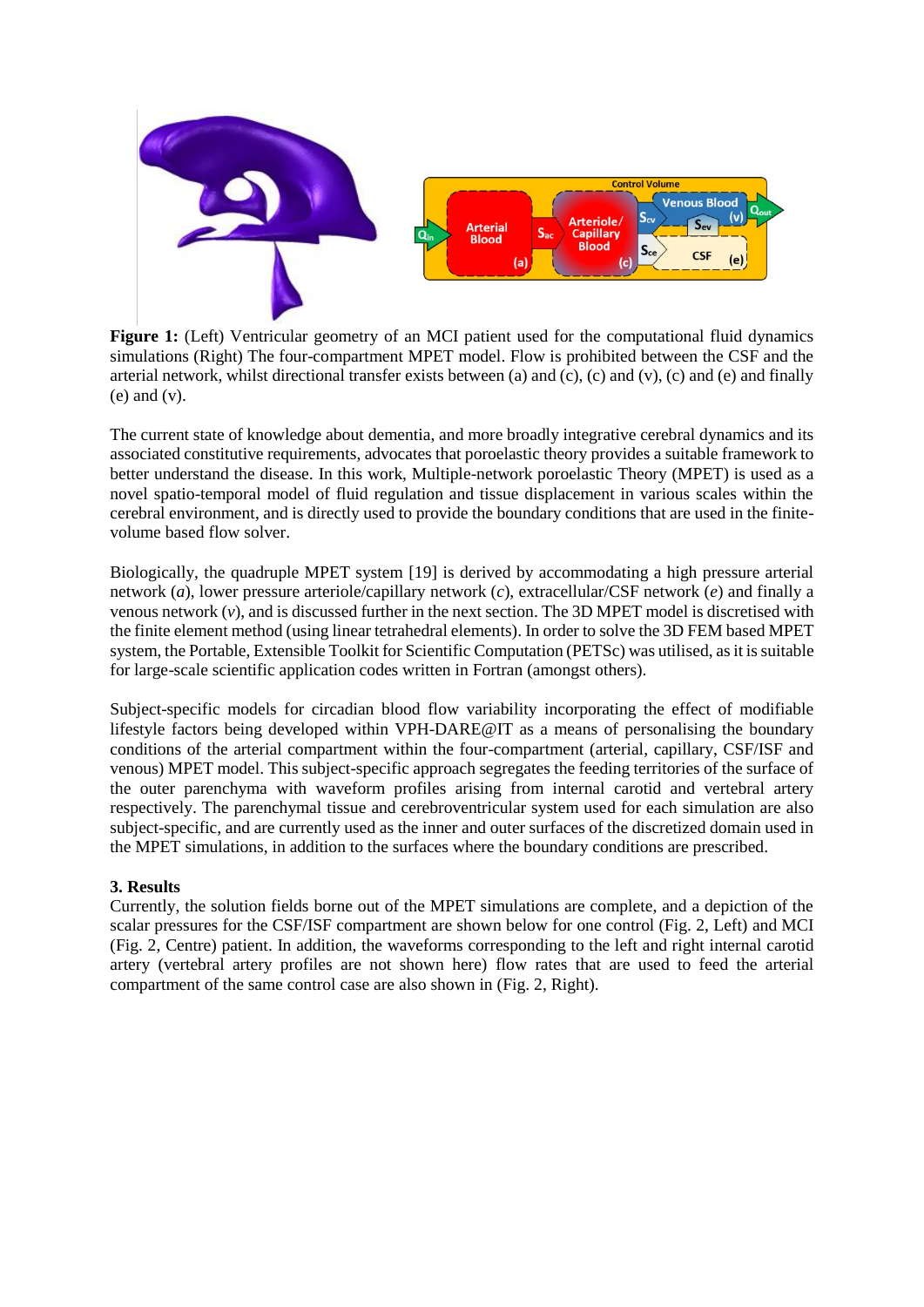**Figure 1:** (Left) Ventricular geometry of an MCI patient used for the computational fluid dynamics simulations (Right) The four-compartment MPET model. Flow is prohibited between the CSF and the arterial network, whilst directional transfer exists between (a) and (c), (c) and (v), (c) and (e) and finally (e) and (v).

The current state of knowledge about dementia, and more broadly integrative cerebral dynamics and its associated constitutive requirements, advocates that poroelastic theory provides a suitable framework to better understand the disease. In this work, Multiple-network poroelastic Theory (MPET) is used as a novel spatio-temporal model of fluid regulation and tissue displacement in various scales within the cerebral environment, and is directly used to provide the boundary conditions that are used in the finite-volume based flow solver.

Biologically, the quadruple MPET system [19] is derived by accommodating a high pressure arterial network (*a*), lower pressure arteriole/capillary network (*c*), extracellular/CSF network (*e*) and finally a venous network (*v*), and is discussed further in the next section. The 3D MPET model is discretised with the finite element method (using linear tetrahedral elements). In order to solve the 3D FEM based MPET system, the Portable, Extensible Toolkit for Scientific Computation (PETSc) was utilised, as it is suitable for large-scale scientific application codes written in Fortran (amongst others).

Subject-specific models for circadian blood flow variability incorporating the effect of modifiable lifestyle factors being developed within VPH-DARE@IT as a means of personalising the boundary conditions of the arterial compartment within the four-compartment (arterial, capillary, CSF/ISF and venous) MPET model. This subject-specific approach segregates the feeding territories of the surface of the outer parenchyma with waveform profiles arising from internal carotid and vertebral artery respectively. The parenchymal tissue and cerebroventricular system used for each simulation are also subject-specific, and are currently used as the inner and outer surfaces of the discretized domain used in the MPET simulations, in addition to the surfaces where the boundary conditions are prescribed.

### 3. Results

Currently, the solution fields borne out of the MPET simulations are complete, and a depiction of the scalar pressures for the CSF/ISF compartment are shown below for one control (Fig. 2, Left) and MCI (Fig. 2, Centre) patient. In addition, the waveforms corresponding to the left and right internal carotid artery (vertebral artery profiles are not shown here) flow rates that are used to feed the arterial compartment of the same control case are also shown in (Fig. 2, Right).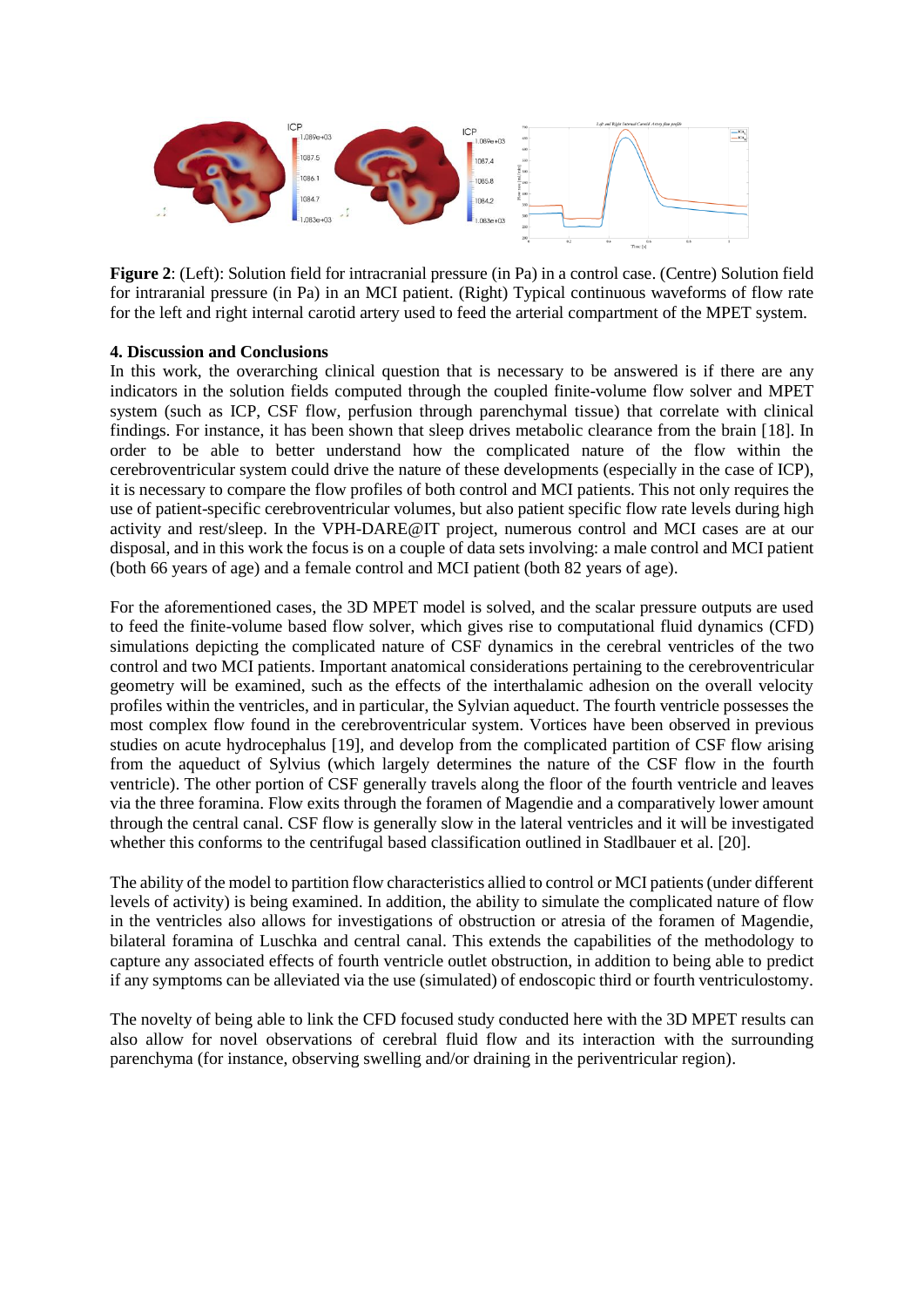**Figure 2**: (Left): Solution field for intracranial pressure (in Pa) in a control case. (Centre) Solution field for intraranial pressure (in Pa) in an MCI patient. (Right) Typical continuous waveforms of flow rate for the left and right internal carotid artery used to feed the arterial compartment of the MPET system.

## 4. Discussion and Conclusions

In this work, the overarching clinical question that is necessary to be answered is if there are any indicators in the solution fields computed through the coupled finite-volume flow solver and MPET system (such as ICP, CSF flow, perfusion through parenchymal tissue) that correlate with clinical findings. For instance, it has been shown that sleep drives metabolic clearance from the brain [18]. In order to be able to better understand how the complicated nature of the flow within the cerebroventricular system could drive the nature of these developments (especially in the case of ICP), it is necessary to compare the flow profiles of both control and MCI patients. This not only requires the use of patient-specific cerebroventricular volumes, but also patient specific flow rate levels during high activity and rest/sleep. In the VPH-DARE@IT project, numerous control and MCI cases are at our disposal, and in this work the focus is on a couple of data sets involving: a male control and MCI patient (both 66 years of age) and a female control and MCI patient (both 82 years of age).

For the aforementioned cases, the 3D MPET model is solved, and the scalar pressure outputs are used to feed the finite-volume based flow solver, which gives rise to computational fluid dynamics (CFD) simulations depicting the complicated nature of CSF dynamics in the cerebral ventricles of the two control and two MCI patients. Important anatomical considerations pertaining to the cerebroventricular geometry will be examined, such as the effects of the interthalamic adhesion on the overall velocity profiles within the ventricles, and in particular, the Sylvian aqueduct. The fourth ventricle possesses the most complex flow found in the cerebroventricular system. Vortices have been observed in previous studies on acute hydrocephalus [19], and develop from the complicated partition of CSF flow arising from the aqueduct of Sylvius (which largely determines the nature of the CSF flow in the fourth ventricle). The other portion of CSF generally travels along the floor of the fourth ventricle and leaves via the three foramina. Flow exits through the foramen of Magendie and a comparatively lower amount through the central canal. CSF flow is generally slow in the lateral ventricles and it will be investigated whether this conforms to the centrifugal based classification outlined in Stadlbauer et al. [20].

The ability of the model to partition flow characteristics allied to control or MCI patients (under different levels of activity) is being examined. In addition, the ability to simulate the complicated nature of flow in the ventricles also allows for investigations of obstruction or atresia of the foramen of Magendie, bilateral foramina of Luschka and central canal. This extends the capabilities of the methodology to capture any associated effects of fourth ventricle outlet obstruction, in addition to being able to predict if any symptoms can be alleviated via the use (simulated) of endoscopic third or fourth ventriculostomy.

The novelty of being able to link the CFD focused study conducted here with the 3D MPET results can also allow for novel observations of cerebral fluid flow and its interaction with the surrounding parenchyma (for instance, observing swelling and/or draining in the periventricular region).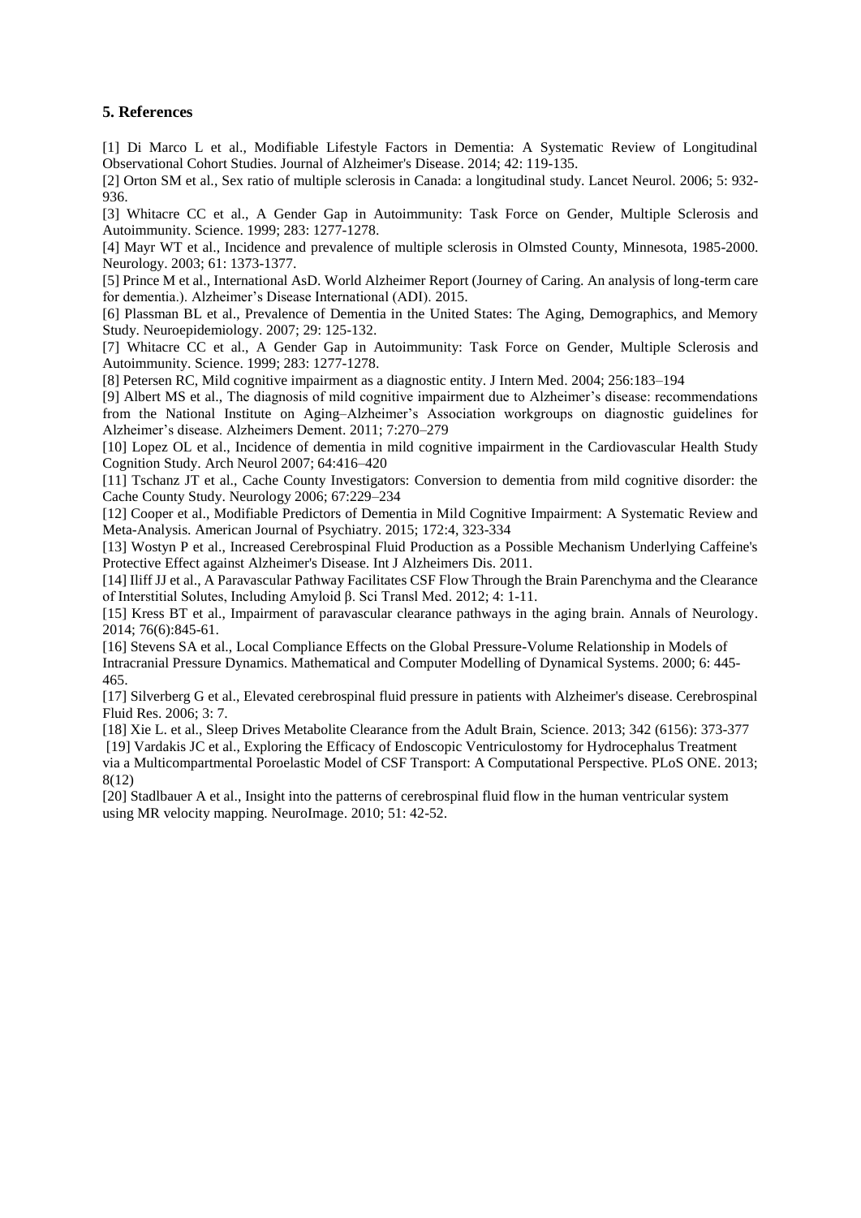## 5. References

[1] Di Marco L et al., Modifiable Lifestyle Factors in Dementia: A Systematic Review of Longitudinal Observational Cohort Studies. Journal of Alzheimer's Disease. 2014; 42: 119-135.

[2] Orton SM et al., Sex ratio of multiple sclerosis in Canada: a longitudinal study. Lancet Neurol. 2006; 5: 932-936.

[3] Whitacre CC et al., A Gender Gap in Autoimmunity: Task Force on Gender, Multiple Sclerosis and Autoimmunity. Science. 1999; 283: 1277-1278.

[4] Mayr WT et al., Incidence and prevalence of multiple sclerosis in Olmsted County, Minnesota, 1985-2000. Neurology. 2003; 61: 1373-1377.

[5] Prince M et al., International AsD. World Alzheimer Report (Journey of Caring. An analysis of long-term care for dementia.). Alzheimer's Disease International (ADI). 2015.

[6] Plassman BL et al., Prevalence of Dementia in the United States: The Aging, Demographics, and Memory Study. Neuroepidemiology. 2007; 29: 125-132.

[7] Whitacre CC et al., A Gender Gap in Autoimmunity: Task Force on Gender, Multiple Sclerosis and Autoimmunity. Science. 1999; 283: 1277-1278.

[8] Petersen RC, Mild cognitive impairment as a diagnostic entity. J Intern Med. 2004; 256:183–194

[9] Albert MS et al., The diagnosis of mild cognitive impairment due to Alzheimer's disease: recommendations from the National Institute on Aging–Alzheimer's Association workgroups on diagnostic guidelines for Alzheimer's disease. Alzheimers Dement. 2011; 7:270–279

[10] Lopez OL et al., Incidence of dementia in mild cognitive impairment in the Cardiovascular Health Study Cognition Study. Arch Neurol 2007; 64:416–420

[11] Tschanz JT et al., Cache County Investigators: Conversion to dementia from mild cognitive disorder: the Cache County Study. Neurology 2006; 67:229–234

[12] Cooper et al., Modifiable Predictors of Dementia in Mild Cognitive Impairment: A Systematic Review and Meta-Analysis. American Journal of Psychiatry. 2015; 172:4, 323-334

[13] Wostyn P et al., Increased Cerebrospinal Fluid Production as a Possible Mechanism Underlying Caffeine's Protective Effect against Alzheimer's Disease. Int J Alzheimers Dis. 2011.

[14] Iliff JJ et al., A Paravascular Pathway Facilitates CSF Flow Through the Brain Parenchyma and the Clearance of Interstitial Solutes, Including Amyloid β. Sci Transl Med. 2012; 4: 1-11.

[15] Kress BT et al., Impairment of paravascular clearance pathways in the aging brain. Annals of Neurology. 2014; 76(6):845-61.

[16] Stevens SA et al., Local Compliance Effects on the Global Pressure-Volume Relationship in Models of Intracranial Pressure Dynamics. Mathematical and Computer Modelling of Dynamical Systems. 2000; 6: 445-465.

[17] Silverberg G et al., Elevated cerebrospinal fluid pressure in patients with Alzheimer's disease. Cerebrospinal Fluid Res. 2006; 3: 7.

[18] Xie L. et al., Sleep Drives Metabolite Clearance from the Adult Brain, Science. 2013; 342 (6156): 373-377

[19] Vardakis JC et al., Exploring the Efficacy of Endoscopic Ventriculostomy for Hydrocephalus Treatment via a Multicompartmental Poroelastic Model of CSF Transport: A Computational Perspective. PLoS ONE. 2013; 8(12)

[20] Stadlbauer A et al., Insight into the patterns of cerebrospinal fluid flow in the human ventricular system using MR velocity mapping. NeuroImage. 2010; 51: 42-52.